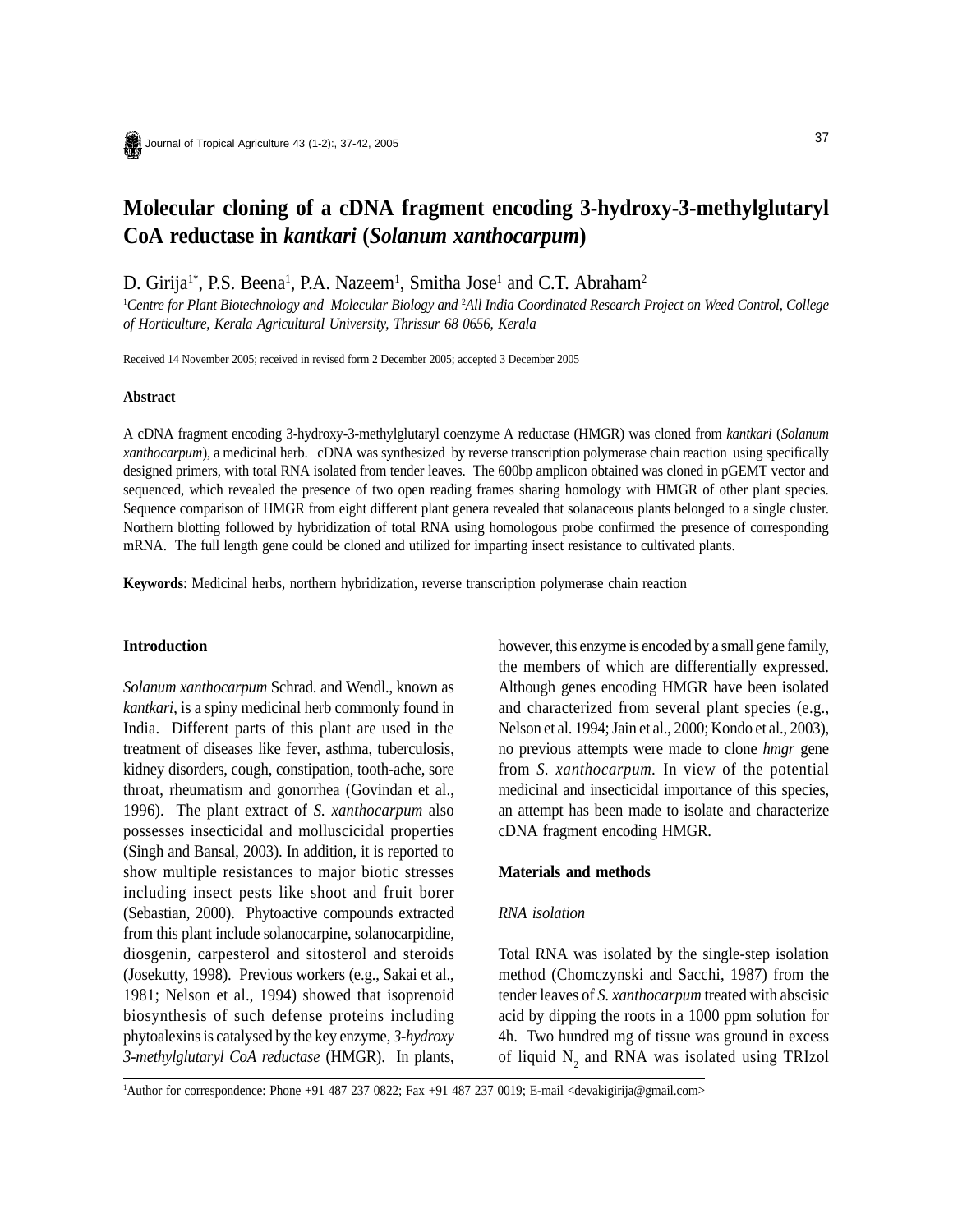# Molecular cloning of a cDNA fragment encoding 3-hydroxy-3-methylglutaryl CoA reductase in *kantkari* (*Solanum xanthocarpum*)

D. Girija[1*], P.S. Beena[1], P.A. Nazeem[1], Smitha Jose[1] and C.T. Abraham[2]

[1]*Centre for Plant Biotechnology and Molecular Biology and* [2]*All India Coordinated Research Project on Weed Control, College of Horticulture, Kerala Agricultural University, Thrissur 68 0656, Kerala*

Received 14 November 2005; received in revised form 2 December 2005; accepted 3 December 2005

**Abstract**

A cDNA fragment encoding 3-hydroxy-3-methylglutaryl coenzyme A reductase (HMGR) was cloned from *kantkari* (*Solanum xanthocarpum*), a medicinal herb. cDNA was synthesized by reverse transcription polymerase chain reaction using specifically designed primers, with total RNA isolated from tender leaves. The 600bp amplicon obtained was cloned in pGEMT vector and sequenced, which revealed the presence of two open reading frames sharing homology with HMGR of other plant species. Sequence comparison of HMGR from eight different plant genera revealed that solanaceous plants belonged to a single cluster. Northern blotting followed by hybridization of total RNA using homologous probe confirmed the presence of corresponding mRNA. The full length gene could be cloned and utilized for imparting insect resistance to cultivated plants.

**Keywords**: Medicinal herbs, northern hybridization, reverse transcription polymerase chain reaction

## Introduction

*Solanum xanthocarpum* Schrad. and Wendl., known as *kantkari*, is a spiny medicinal herb commonly found in India. Different parts of this plant are used in the treatment of diseases like fever, asthma, tuberculosis, kidney disorders, cough, constipation, tooth-ache, sore throat, rheumatism and gonorrhea (Govindan et al., 1996). The plant extract of *S. xanthocarpum* also possesses insecticidal and molluscicidal properties (Singh and Bansal, 2003). In addition, it is reported to show multiple resistances to major biotic stresses including insect pests like shoot and fruit borer (Sebastian, 2000). Phytoactive compounds extracted from this plant include solanocarpine, solanocarpidine, diosgenin, carpesterol and sitosterol and steroids (Josekutty, 1998). Previous workers (e.g., Sakai et al., 1981; Nelson et al., 1994) showed that isoprenoid biosynthesis of such defense proteins including phytoalexins is catalysed by the key enzyme, *3-hydroxy 3-methylglutaryl CoA reductase* (HMGR). In plants, however, this enzyme is encoded by a small gene family, the members of which are differentially expressed. Although genes encoding HMGR have been isolated and characterized from several plant species (e.g., Nelson et al. 1994; Jain et al., 2000; Kondo et al., 2003), no previous attempts were made to clone *hmgr* gene from *S. xanthocarpum*. In view of the potential medicinal and insecticidal importance of this species, an attempt has been made to isolate and characterize cDNA fragment encoding HMGR.

## Materials and methods

### *RNA isolation*

Total RNA was isolated by the single-step isolation method (Chomczynski and Sacchi, 1987) from the tender leaves of *S. xanthocarpum* treated with abscisic acid by dipping the roots in a 1000 ppm solution for 4h. Two hundred mg of tissue was ground in excess of liquid $N_2$ and RNA was isolated using TRIzol

[1]Author for correspondence: Phone +91 487 237 0822; Fax +91 487 237 0019; E-mail <devakigirija@gmail.com>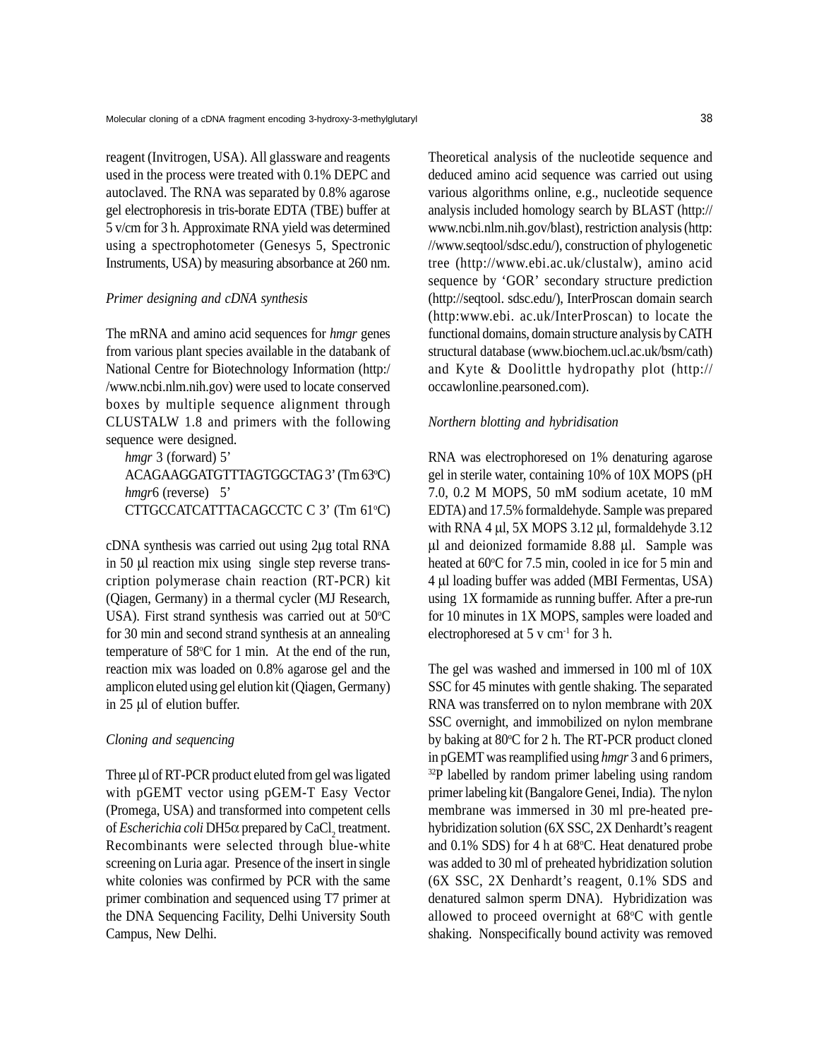reagent (Invitrogen, USA). All glassware and reagents used in the process were treated with 0.1% DEPC and autoclaved. The RNA was separated by 0.8% agarose gel electrophoresis in tris-borate EDTA (TBE) buffer at 5 v/cm for 3 h. Approximate RNA yield was determined using a spectrophotometer (Genesys 5, Spectronic Instruments, USA) by measuring absorbance at 260 nm.

### *Primer designing and cDNA synthesis*

The mRNA and amino acid sequences for *hmgr* genes from various plant species available in the databank of National Centre for Biotechnology Information (http://www.ncbi.nlm.nih.gov) were used to locate conserved boxes by multiple sequence alignment through CLUSTALW 1.8 and primers with the following sequence were designed.

*hmgr* 3 (forward) 5' ACAGAAGGATGTTTAGTGGCTAG 3' (Tm 63°C)
*hmgr*6 (reverse) 5' CTTGCCATCATTTACAGCCTC C 3' (Tm 61°C)

cDNA synthesis was carried out using 2µg total RNA in 50 µl reaction mix using single step reverse transcription polymerase chain reaction (RT-PCR) kit (Qiagen, Germany) in a thermal cycler (MJ Research, USA). First strand synthesis was carried out at 50°C for 30 min and second strand synthesis at an annealing temperature of 58°C for 1 min. At the end of the run, reaction mix was loaded on 0.8% agarose gel and the amplicon eluted using gel elution kit (Qiagen, Germany) in 25 µl of elution buffer.

### *Cloning and sequencing*

Three µl of RT-PCR product eluted from gel was ligated with pGEMT vector using pGEM-T Easy Vector (Promega, USA) and transformed into competent cells of *Escherichia coli* DH5α prepared by $CaCl_2$ treatment. Recombinants were selected through blue-white screening on Luria agar. Presence of the insert in single white colonies was confirmed by PCR with the same primer combination and sequenced using T7 primer at the DNA Sequencing Facility, Delhi University South Campus, New Delhi.

Theoretical analysis of the nucleotide sequence and deduced amino acid sequence was carried out using various algorithms online, e.g., nucleotide sequence analysis included homology search by BLAST (http://www.ncbi.nlm.nih.gov/blast), restriction analysis (http://www.seqtool/sdsc.edu/), construction of phylogenetic tree (http://www.ebi.ac.uk/clustalw), amino acid sequence by 'GOR' secondary structure prediction (http://seqtool. sdsc.edu/), InterProscan domain search (http:www.ebi. ac.uk/InterProscan) to locate the functional domains, domain structure analysis by CATH structural database (www.biochem.ucl.ac.uk/bsm/cath) and Kyte & Doolittle hydropathy plot (http://occawlonline.pearsoned.com).

### *Northern blotting and hybridisation*

RNA was electrophoresed on 1% denaturing agarose gel in sterile water, containing 10% of 10X MOPS (pH 7.0, 0.2 M MOPS, 50 mM sodium acetate, 10 mM EDTA) and 17.5% formaldehyde. Sample was prepared with RNA 4 µl, 5X MOPS 3.12 µl, formaldehyde 3.12 µl and deionized formamide 8.88 µl. Sample was heated at 60°C for 7.5 min, cooled in ice for 5 min and 4 µl loading buffer was added (MBI Fermentas, USA) using 1X formamide as running buffer. After a pre-run for 10 minutes in 1X MOPS, samples were loaded and electrophoresed at 5 v $cm^{-1}$ for 3 h.

The gel was washed and immersed in 100 ml of 10X SSC for 45 minutes with gentle shaking. The separated RNA was transferred on to nylon membrane with 20X SSC overnight, and immobilized on nylon membrane by baking at 80°C for 2 h. The RT-PCR product cloned in pGEMT was reamplified using *hmgr* 3 and 6 primers, $^{32}P$ labelled by random primer labeling using random primer labeling kit (Bangalore Genei, India). The nylon membrane was immersed in 30 ml pre-heated pre-hybridization solution (6X SSC, 2X Denhardt's reagent and 0.1% SDS) for 4 h at 68°C. Heat denatured probe was added to 30 ml of preheated hybridization solution (6X SSC, 2X Denhardt's reagent, 0.1% SDS and denatured salmon sperm DNA). Hybridization was allowed to proceed overnight at 68°C with gentle shaking. Nonspecifically bound activity was removed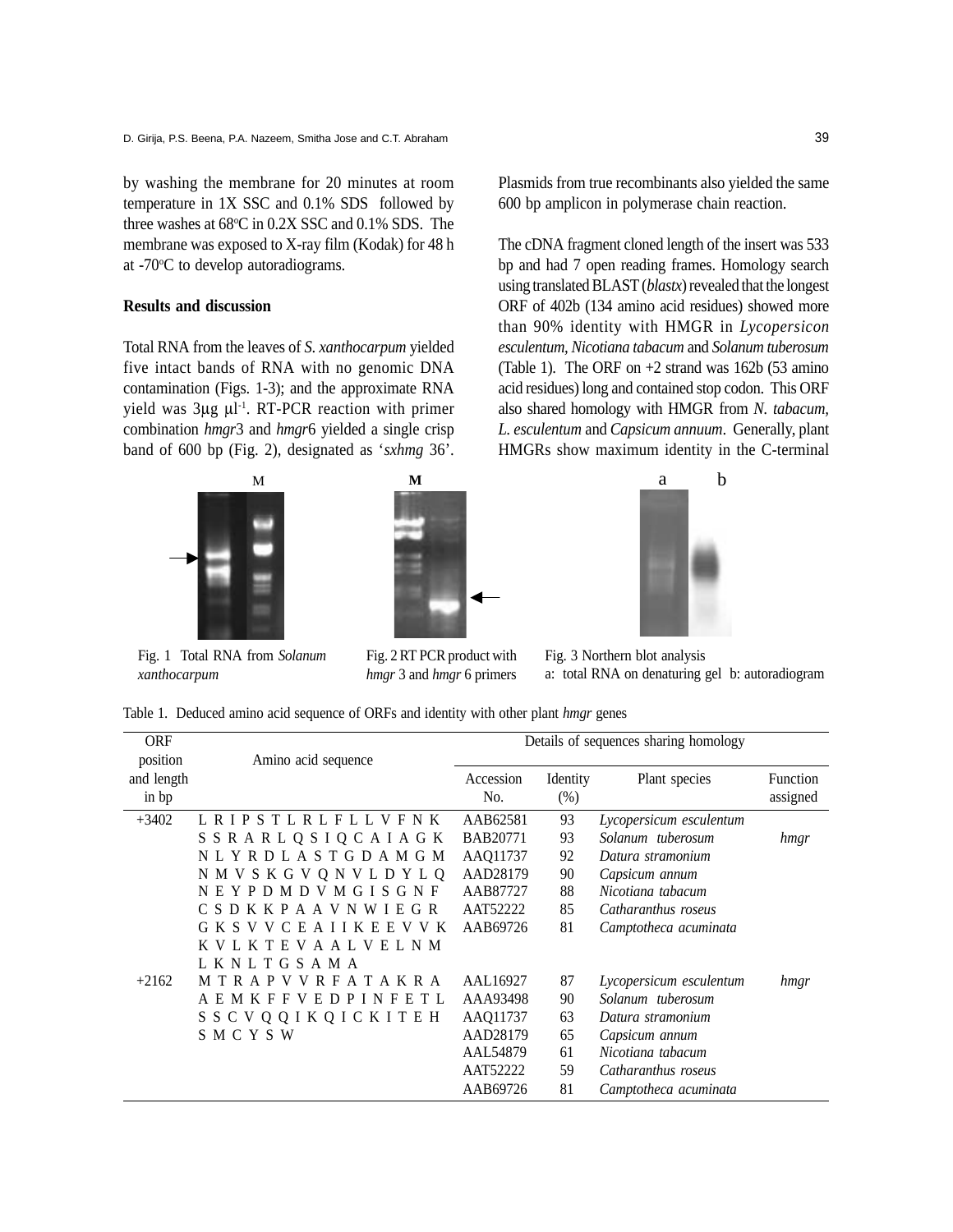by washing the membrane for 20 minutes at room temperature in 1X SSC and 0.1% SDS followed by three washes at 68°C in 0.2X SSC and 0.1% SDS. The membrane was exposed to X-ray film (Kodak) for 48 h at -70°C to develop autoradiograms.

### Results and discussion

Total RNA from the leaves of *S. xanthocarpum* yielded five intact bands of RNA with no genomic DNA contamination (Figs. 1-3); and the approximate RNA yield was 3µg µl$^{-1}$. RT-PCR reaction with primer combination *hmgr*3 and *hmgr*6 yielded a single crisp band of 600 bp (Fig. 2), designated as '*sxhmg* 36'. Plasmids from true recombinants also yielded the same 600 bp amplicon in polymerase chain reaction.

The cDNA fragment cloned length of the insert was 533 bp and had 7 open reading frames. Homology search using translated BLAST (*blastx*) revealed that the longest ORF of 402b (134 amino acid residues) showed more than 90% identity with HMGR in *Lycopersicon esculentum, Nicotiana tabacum* and *Solanum tuberosum* (Table 1). The ORF on +2 strand was 162b (53 amino acid residues) long and contained stop codon. This ORF also shared homology with HMGR from *N. tabacum, L. esculentum* and *Capsicum annuum*. Generally, plant HMGRs show maximum identity in the C-terminal

Fig. 1 Total RNA from *Solanum xanthocarpum*

Fig. 2 RT PCR product with *hmgr* 3 and *hmgr* 6 primers

Fig. 3 Northern blot analysis
a: total RNA on denaturing gel b: autoradiogram

Table 1. Deduced amino acid sequence of ORFs and identity with other plant *hmgr* genes

| ORF position and length in bp | Amino acid sequence | Details of sequences sharing homology | | | |
|---|---|---|---|---|---|
| | | Accession No. | Identity (%) | Plant species | Function assigned |
| +3402 | L R I P S T L R L F L L V F N K | AAB62581 | 93 | *Lycopersicum esculentum* | |
| | S S R A R L Q S I Q C A I A G K | BAB20771 | 93 | *Solanum tuberosum* | *hmgr* |
| | N L Y R D L A S T G D A M G M | AAQ11737 | 92 | *Datura stramonium* | |
| | N M V S K G V Q N V L D Y L Q | AAD28179 | 90 | *Capsicum annum* | |
| | N E Y P D M D V M G I S G N F | AAB87727 | 88 | *Nicotiana tabacum* | |
| | C S D K K P A A V N W I E G R | AAT52222 | 85 | *Catharanthus roseus* | |
| | G K S V V C E A I I K E E V V K | AAB69726 | 81 | *Camptotheca acuminata* | |
| | K V L K T E V A A L V E L N M | | | | |
| | L K N L T G S A M A | | | | |
| +2162 | M T R A P V V R F A T A K R A | AAL16927 | 87 | *Lycopersicum esculentum* | *hmgr* |
| | A E M K F F V E D P I N F E T L | AAA93498 | 90 | *Solanum tuberosum* | |
| | S S C V Q Q I K Q I C K I T E H | AAQ11737 | 63 | *Datura stramonium* | |
| | S M C Y S W | AAD28179 | 65 | *Capsicum annum* | |
| | | AAL54879 | 61 | *Nicotiana tabacum* | |
| | | AAT52222 | 59 | *Catharanthus roseus* | |
| | | AAB69726 | 81 | *Camptotheca acuminata* | |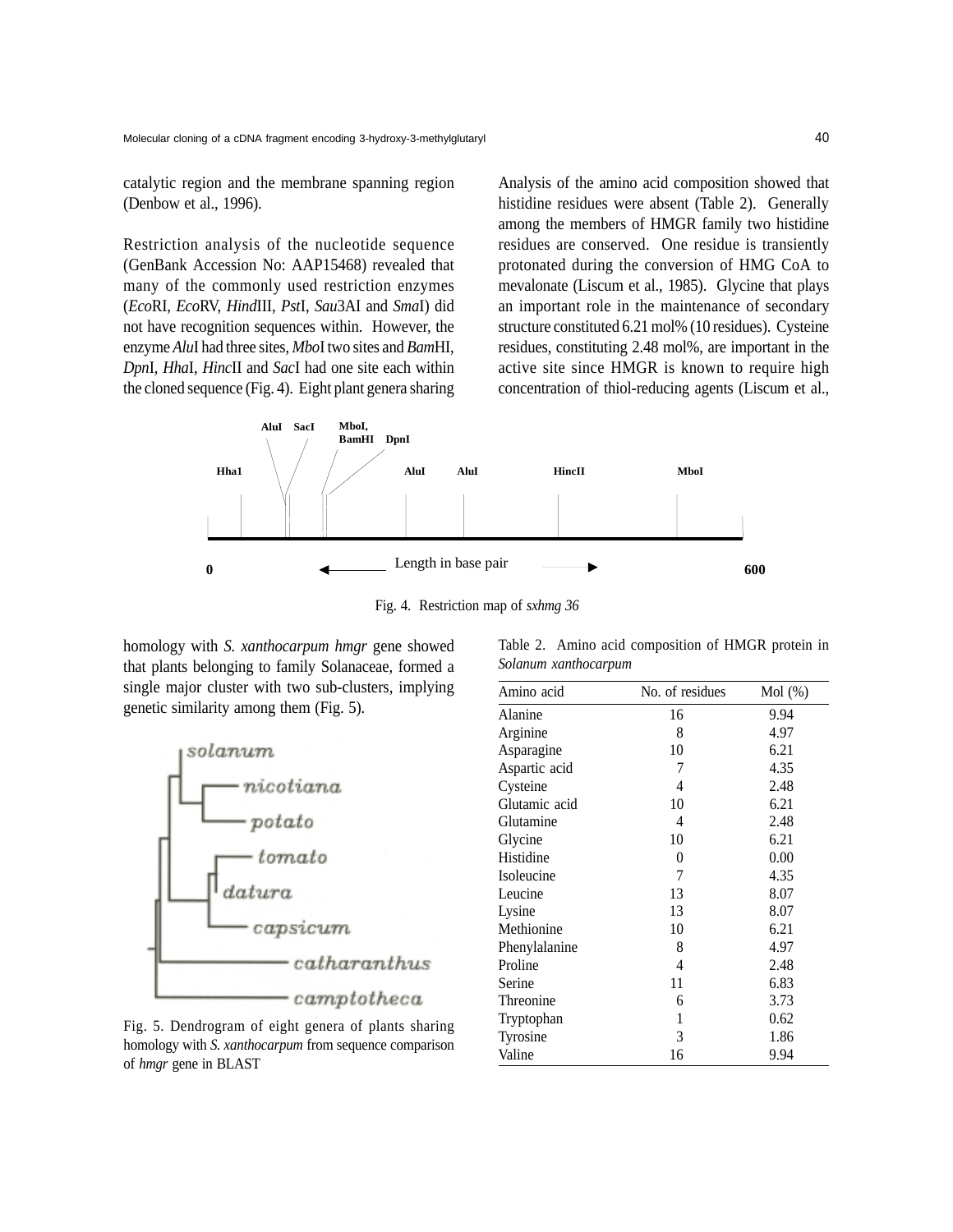catalytic region and the membrane spanning region (Denbow et al., 1996).

Restriction analysis of the nucleotide sequence (GenBank Accession No: AAP15468) revealed that many of the commonly used restriction enzymes (*Eco*RI, *Eco*RV, *Hind*III, *Pst*I, *Sau*3AI and *Sma*I) did not have recognition sequences within. However, the enzyme *Alu*I had three sites, *Mbo*I two sites and *Bam*HI, *Dpn*I, *Hha*I, *Hinc*II and *Sac*I had one site each within the cloned sequence (Fig. 4). Eight plant genera sharing homology with *S. xanthocarpum hmgr* gene showed that plants belonging to family Solanaceae, formed a single major cluster with two sub-clusters, implying genetic similarity among them (Fig. 5).

Analysis of the amino acid composition showed that histidine residues were absent (Table 2). Generally among the members of HMGR family two histidine residues are conserved. One residue is transiently protonated during the conversion of HMG CoA to mevalonate (Liscum et al., 1985). Glycine that plays an important role in the maintenance of secondary structure constituted 6.21 mol% (10 residues). Cysteine residues, constituting 2.48 mol%, are important in the active site since HMGR is known to require high concentration of thiol-reducing agents (Liscum et al.,

Fig. 4. Restriction map of *sxhmg 36*

Fig. 5. Dendrogram of eight genera of plants sharing homology with *S. xanthocarpum* from sequence comparison of *hmgr* gene in BLAST

Table 2. Amino acid composition of HMGR protein in *Solanum xanthocarpum*

| Amino acid | No. of residues | Mol (%) |
|---|---|---|
| Alanine | 16 | 9.94 |
| Arginine | 8 | 4.97 |
| Asparagine | 10 | 6.21 |
| Aspartic acid | 7 | 4.35 |
| Cysteine | 4 | 2.48 |
| Glutamic acid | 10 | 6.21 |
| Glutamine | 4 | 2.48 |
| Glycine | 10 | 6.21 |
| Histidine | 0 | 0.00 |
| Isoleucine | 7 | 4.35 |
| Leucine | 13 | 8.07 |
| Lysine | 13 | 8.07 |
| Methionine | 10 | 6.21 |
| Phenylalanine | 8 | 4.97 |
| Proline | 4 | 2.48 |
| Serine | 11 | 6.83 |
| Threonine | 6 | 3.73 |
| Tryptophan | 1 | 0.62 |
| Tyrosine | 3 | 1.86 |
| Valine | 16 | 9.94 |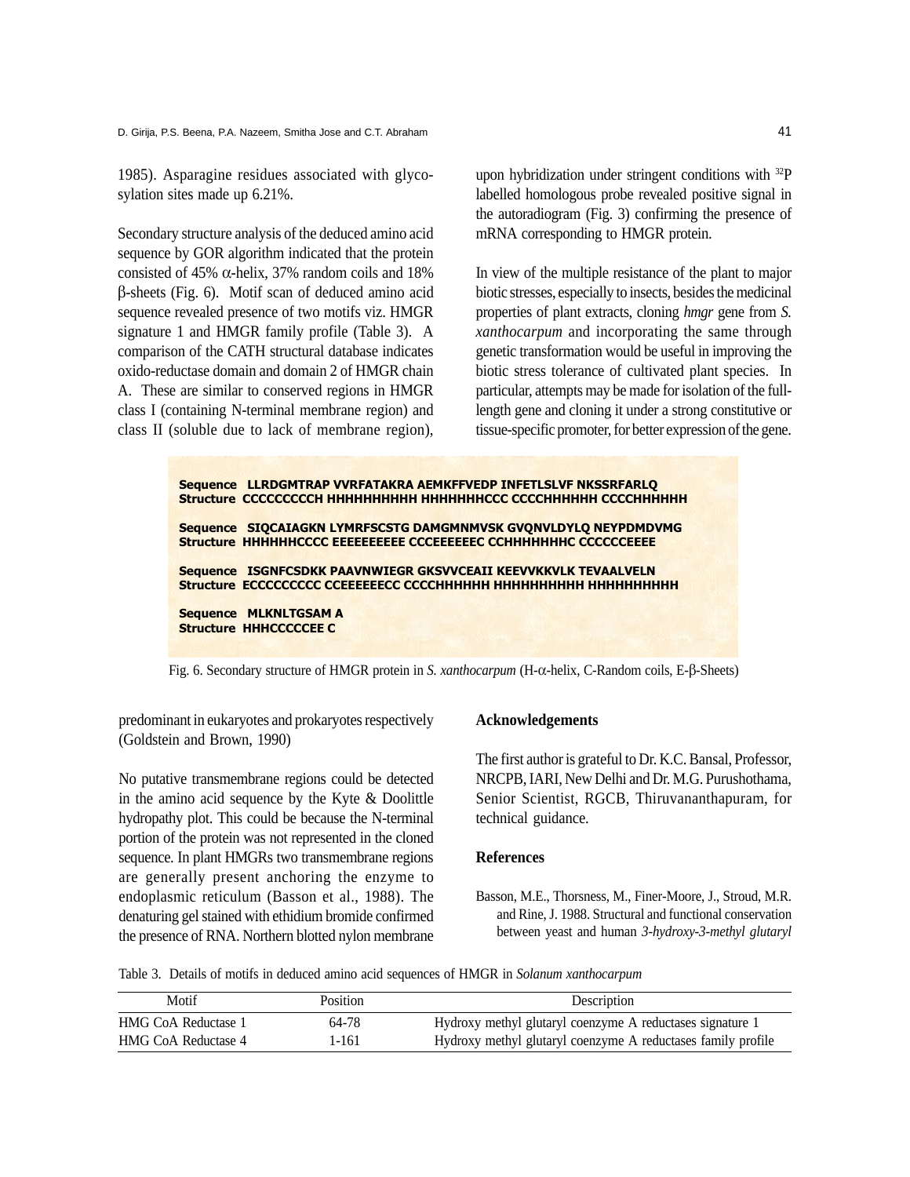1985). Asparagine residues associated with glycosylation sites made up 6.21%.

Secondary structure analysis of the deduced amino acid sequence by GOR algorithm indicated that the protein consisted of 45% α-helix, 37% random coils and 18% β-sheets (Fig. 6). Motif scan of deduced amino acid sequence revealed presence of two motifs viz. HMGR signature 1 and HMGR family profile (Table 3). A comparison of the CATH structural database indicates oxido-reductase domain and domain 2 of HMGR chain A. These are similar to conserved regions in HMGR class I (containing N-terminal membrane region) and class II (soluble due to lack of membrane region), predominant in eukaryotes and prokaryotes respectively (Goldstein and Brown, 1990)

No putative transmembrane regions could be detected in the amino acid sequence by the Kyte & Doolittle hydropathy plot. This could be because the N-terminal portion of the protein was not represented in the cloned sequence. In plant HMGRs two transmembrane regions are generally present anchoring the enzyme to endoplasmic reticulum (Basson et al., 1988). The denaturing gel stained with ethidium bromide confirmed the presence of RNA. Northern blotted nylon membrane upon hybridization under stringent conditions with $^{32}P$ labelled homologous probe revealed positive signal in the autoradiogram (Fig. 3) confirming the presence of mRNA corresponding to HMGR protein.

In view of the multiple resistance of the plant to major biotic stresses, especially to insects, besides the medicinal properties of plant extracts, cloning *hmgr* gene from *S. xanthocarpum* and incorporating the same through genetic transformation would be useful in improving the biotic stress tolerance of cultivated plant species. In particular, attempts may be made for isolation of the full-length gene and cloning it under a strong constitutive or tissue-specific promoter, for better expression of the gene.

```
Sequence   LLRDGMTRAP VVRFATAKRA AEMKFFVEDP INFETLSLVF NKSSRFARLQ
Structure  CCCCCCCCCH HHHHHHHHHH HHHHHHHCCC CCCCHHHHHH CCCCHHHHHH

Sequence   SIQCAIAGKN LYMRFSCSTG DAMGMNMVSK GVQNVLDYLQ NEYPDMDVMG
Structure  HHHHHHCCCC EEEEEEEEE CCCEEEEEEC CCHHHHHHHC CCCCCCEEEE

Sequence   ISGNFCSDKK PAAVNWIEGR GKSVVCEAII KEEVVKKVLK TEVAALVELN
Structure  ECCCCCCCCC CCEEEEEECC CCCCHHHHHH HHHHHHHHHH HHHHHHHHHH

Sequence   MLKNLTGSAM A
Structure  HHHCCCCCEE C
```

Fig. 6. Secondary structure of HMGR protein in *S. xanthocarpum* (H-α-helix, C-Random coils, E-β-Sheets)

Table 3. Details of motifs in deduced amino acid sequences of HMGR in *Solanum xanthocarpum*

| Motif | Position | Description |
|---|---|---|
| HMG CoA Reductase 1 | 64-78 | Hydroxy methyl glutaryl coenzyme A reductases signature 1 |
| HMG CoA Reductase 4 | 1-161 | Hydroxy methyl glutaryl coenzyme A reductases family profile |

## Acknowledgements

The first author is grateful to Dr. K.C. Bansal, Professor, NRCPB, IARI, New Delhi and Dr. M.G. Purushothama, Senior Scientist, RGCB, Thiruvananthapuram, for technical guidance.

## References

Basson, M.E., Thorsness, M., Finer-Moore, J., Stroud, M.R. and Rine, J. 1988. Structural and functional conservation between yeast and human *3-hydroxy-3-methyl glutaryl*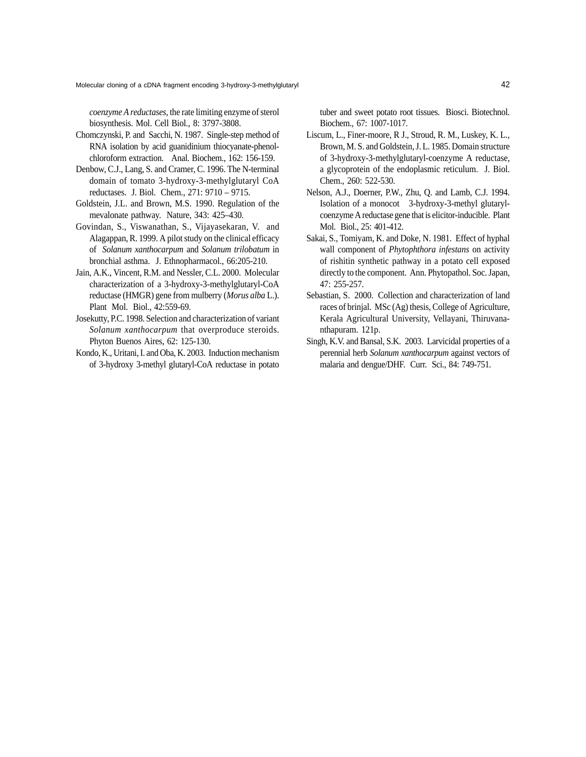*coenzyme A reductases*, the rate limiting enzyme of sterol biosynthesis. Mol. Cell Biol., 8: 3797-3808.

Chomczynski, P. and Sacchi, N. 1987. Single-step method of RNA isolation by acid guanidinium thiocyanate-phenol-chloroform extraction. Anal. Biochem., 162: 156-159.

Denbow, C.J., Lang, S. and Cramer, C. 1996. The N-terminal domain of tomato 3-hydroxy-3-methylglutaryl CoA reductases. J. Biol. Chem., 271: 9710 – 9715.

Goldstein, J.L. and Brown, M.S. 1990. Regulation of the mevalonate pathway. Nature, 343: 425–430.

Govindan, S., Viswanathan, S., Vijayasekaran, V. and Alagappan, R. 1999. A pilot study on the clinical efficacy of *Solanum xanthocarpum* and *Solanum trilobatum* in bronchial asthma. J. Ethnopharmacol., 66:205-210.

Jain, A.K., Vincent, R.M. and Nessler, C.L. 2000. Molecular characterization of a 3-hydroxy-3-methylglutaryl-CoA reductase (HMGR) gene from mulberry (*Morus alba* L.). Plant Mol. Biol., 42:559-69.

Josekutty, P.C. 1998. Selection and characterization of variant *Solanum xanthocarpum* that overproduce steroids. Phyton Buenos Aires, 62: 125-130.

Kondo, K., Uritani, I. and Oba, K. 2003. Induction mechanism of 3-hydroxy 3-methyl glutaryl-CoA reductase in potato tuber and sweet potato root tissues. Biosci. Biotechnol. Biochem., 67: 1007-1017.

Liscum, L., Finer-moore, R J., Stroud, R. M., Luskey, K. L., Brown, M. S. and Goldstein, J. L. 1985. Domain structure of 3-hydroxy-3-methylglutaryl-coenzyme A reductase, a glycoprotein of the endoplasmic reticulum. J. Biol. Chem., 260: 522-530.

Nelson, A.J., Doerner, P.W., Zhu, Q. and Lamb, C.J. 1994. Isolation of a monocot 3-hydroxy-3-methyl glutaryl-coenzyme A reductase gene that is elicitor-inducible. Plant Mol. Biol., 25: 401-412.

Sakai, S., Tomiyam, K. and Doke, N. 1981. Effect of hyphal wall component of *Phytophthora infestans* on activity of rishitin synthetic pathway in a potato cell exposed directly to the component. Ann. Phytopathol. Soc. Japan, 47: 255-257.

Sebastian, S. 2000. Collection and characterization of land races of brinjal. MSc (Ag) thesis, College of Agriculture, Kerala Agricultural University, Vellayani, Thiruvananthapuram. 121p.

Singh, K.V. and Bansal, S.K. 2003. Larvicidal properties of a perennial herb *Solanum xanthocarpum* against vectors of malaria and dengue/DHF. Curr. Sci., 84: 749-751.